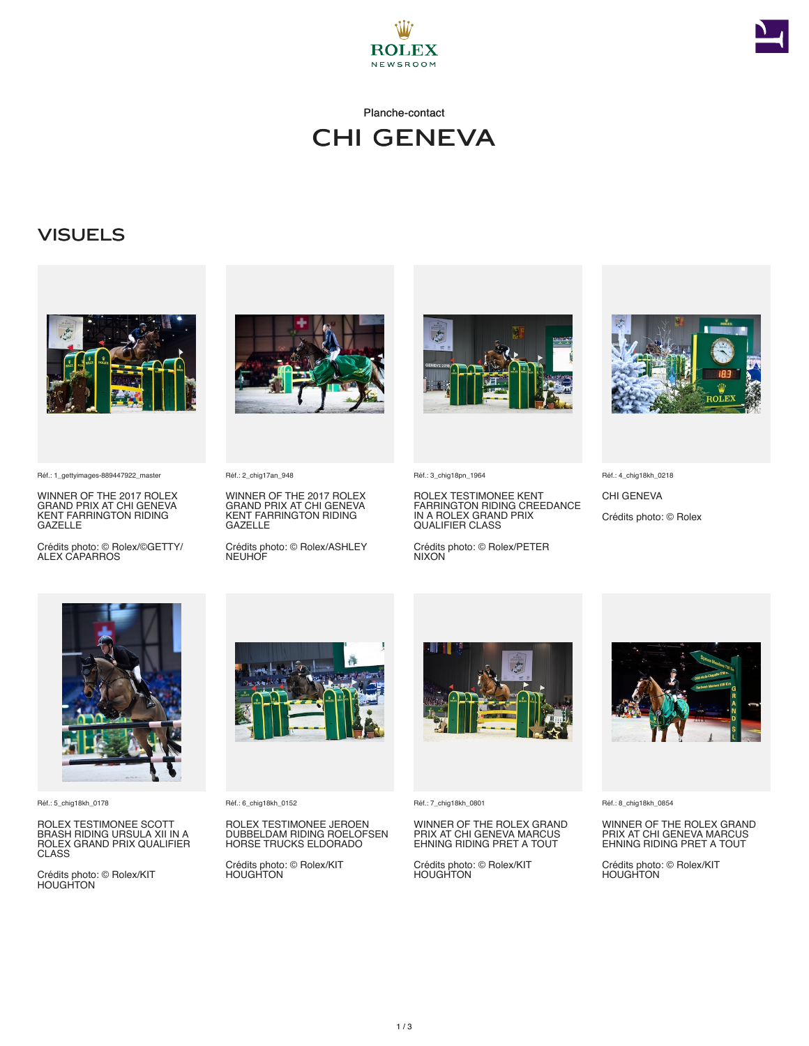ROLEX
NEWSROOM

Planche-contact

# CHI GENEVA

## VISUELS

Réf.: 1_gettyimages-889447922_master

WINNER OF THE 2017 ROLEX GRAND PRIX AT CHI GENEVA KENT FARRINGTON RIDING GAZELLE

Crédits photo: © Rolex/©GETTY/ ALEX CAPARROS

Réf.: 2_chig17an_948

WINNER OF THE 2017 ROLEX GRAND PRIX AT CHI GENEVA KENT FARRINGTON RIDING GAZELLE

Crédits photo: © Rolex/ASHLEY NEUHOF

Réf.: 3_chig18pn_1964

ROLEX TESTIMONEE KENT FARRINGTON RIDING CREEDANCE IN A ROLEX GRAND PRIX QUALIFIER CLASS

Crédits photo: © Rolex/PETER NIXON

Réf.: 4_chig18kh_0218

CHI GENEVA

Crédits photo: © Rolex

Réf.: 5_chig18kh_0178

ROLEX TESTIMONEE SCOTT BRASH RIDING URSULA XII IN A ROLEX GRAND PRIX QUALIFIER CLASS

Crédits photo: © Rolex/KIT HOUGHTON

Réf.: 6_chig18kh_0152

ROLEX TESTIMONEE JEROEN DUBBELDAM RIDING ROELOFSEN HORSE TRUCKS ELDORADO

Crédits photo: © Rolex/KIT HOUGHTON

Réf.: 7_chig18kh_0801

WINNER OF THE ROLEX GRAND PRIX AT CHI GENEVA MARCUS EHNING RIDING PRET A TOUT

Crédits photo: © Rolex/KIT HOUGHTON

Réf.: 8_chig18kh_0854

WINNER OF THE ROLEX GRAND PRIX AT CHI GENEVA MARCUS EHNING RIDING PRET A TOUT

Crédits photo: © Rolex/KIT HOUGHTON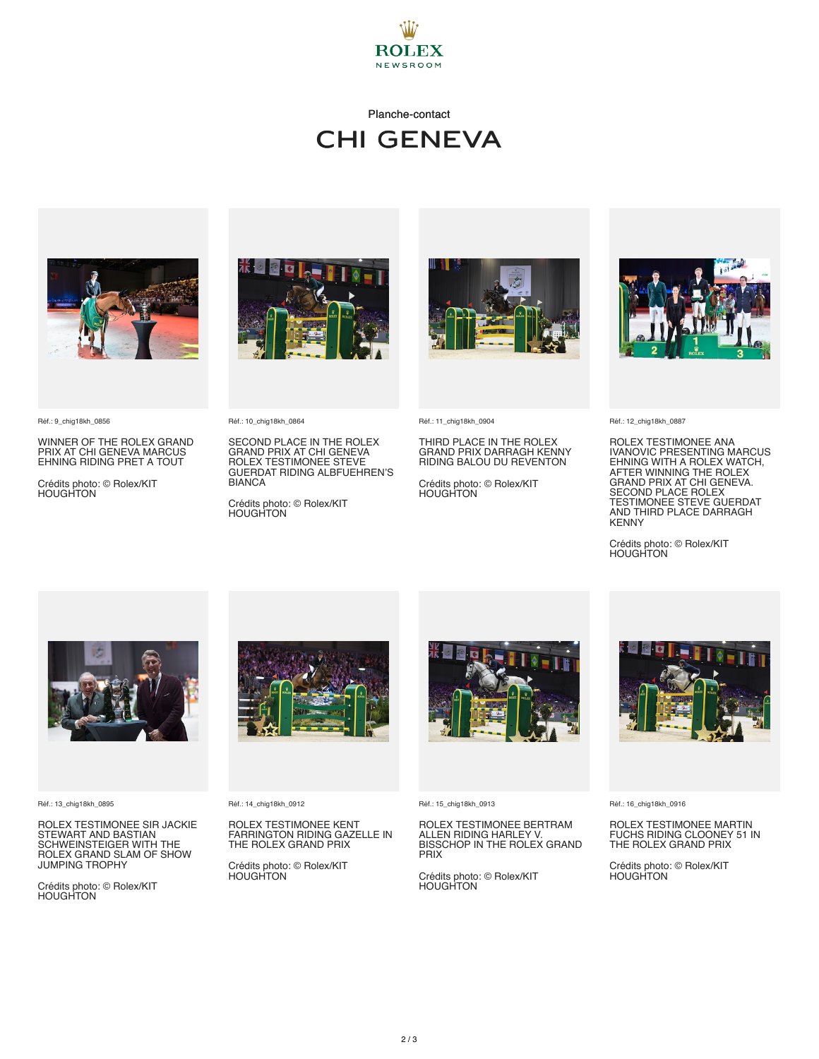ROLEX
NEWSROOM

Planche-contact

# CHI GENEVA

Réf.: 9_chig18kh_0856

WINNER OF THE ROLEX GRAND PRIX AT CHI GENEVA MARCUS EHNING RIDING PRET A TOUT

Crédits photo: © Rolex/KIT HOUGHTON

Réf.: 10_chig18kh_0864

SECOND PLACE IN THE ROLEX GRAND PRIX AT CHI GENEVA ROLEX TESTIMONEE STEVE GUERDAT RIDING ALBFUEHREN'S BIANCA

Crédits photo: © Rolex/KIT HOUGHTON

Réf.: 11_chig18kh_0904

THIRD PLACE IN THE ROLEX GRAND PRIX DARRAGH KENNY RIDING BALOU DU REVENTON

Crédits photo: © Rolex/KIT HOUGHTON

Réf.: 12_chig18kh_0887

ROLEX TESTIMONEE ANA IVANOVIC PRESENTING MARCUS EHNING WITH A ROLEX WATCH, AFTER WINNING THE ROLEX GRAND PRIX AT CHI GENEVA. SECOND PLACE ROLEX TESTIMONEE STEVE GUERDAT AND THIRD PLACE DARRAGH KENNY

Crédits photo: © Rolex/KIT HOUGHTON

Réf.: 13_chig18kh_0895

ROLEX TESTIMONEE SIR JACKIE STEWART AND BASTIAN SCHWEINSTEIGER WITH THE ROLEX GRAND SLAM OF SHOW JUMPING TROPHY

Crédits photo: © Rolex/KIT HOUGHTON

Réf.: 14_chig18kh_0912

ROLEX TESTIMONEE KENT FARRINGTON RIDING GAZELLE IN THE ROLEX GRAND PRIX

Crédits photo: © Rolex/KIT HOUGHTON

Réf.: 15_chig18kh_0913

ROLEX TESTIMONEE BERTRAM ALLEN RIDING HARLEY V. BISSCHOP IN THE ROLEX GRAND PRIX

Crédits photo: © Rolex/KIT HOUGHTON

Réf.: 16_chig18kh_0916

ROLEX TESTIMONEE MARTIN FUCHS RIDING CLOONEY 51 IN THE ROLEX GRAND PRIX

Crédits photo: © Rolex/KIT HOUGHTON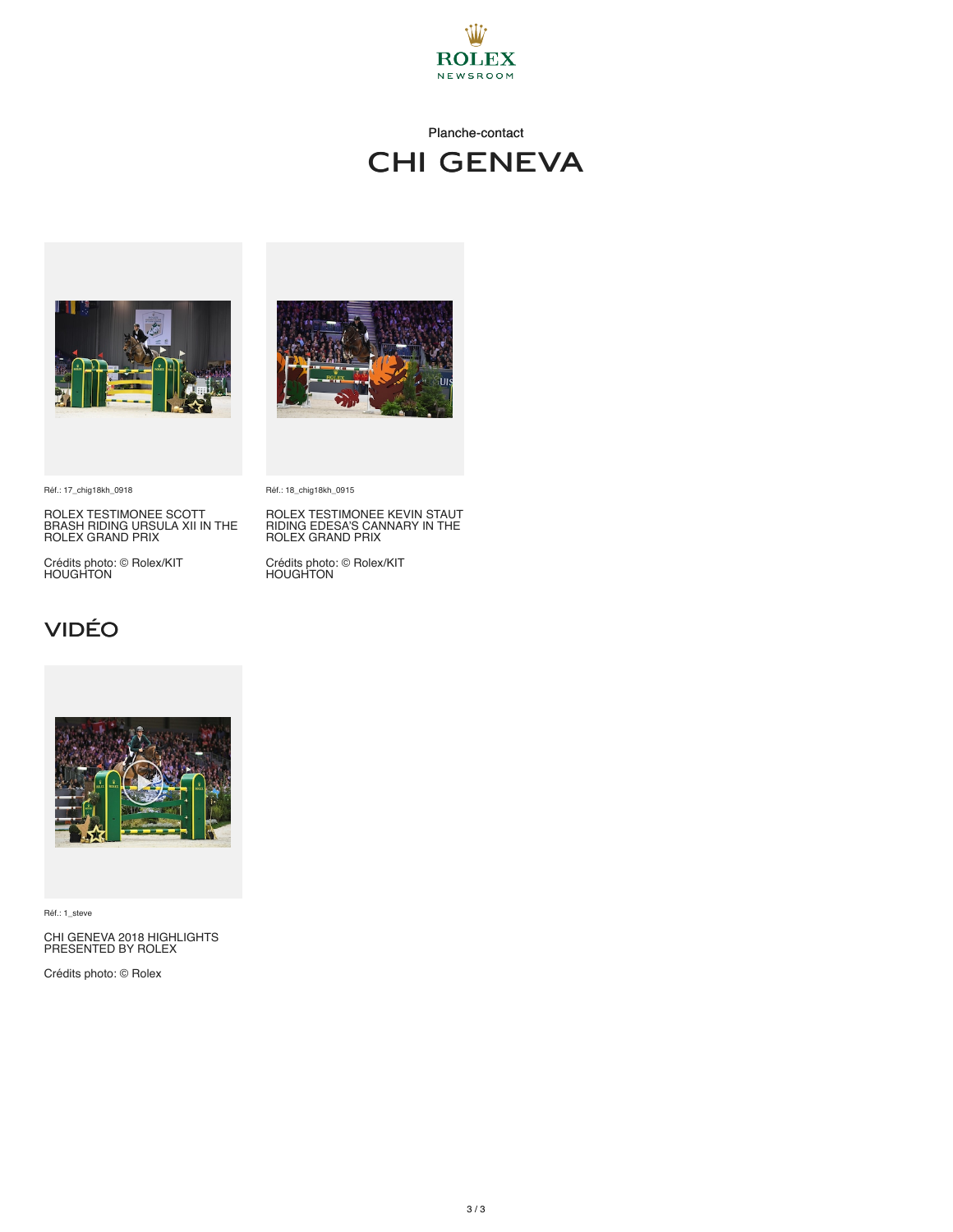Planche-contact

# CHI GENEVA

Réf.: 17_chig18kh_0918

ROLEX TESTIMONEE SCOTT BRASH RIDING URSULA XII IN THE ROLEX GRAND PRIX

Crédits photo: © Rolex/KIT HOUGHTON

Réf.: 18_chig18kh_0915

ROLEX TESTIMONEE KEVIN STAUT RIDING EDESA'S CANNARY IN THE ROLEX GRAND PRIX

Crédits photo: © Rolex/KIT HOUGHTON

## VIDÉO

Réf.: 1_steve

CHI GENEVA 2018 HIGHLIGHTS PRESENTED BY ROLEX

Crédits photo: © Rolex